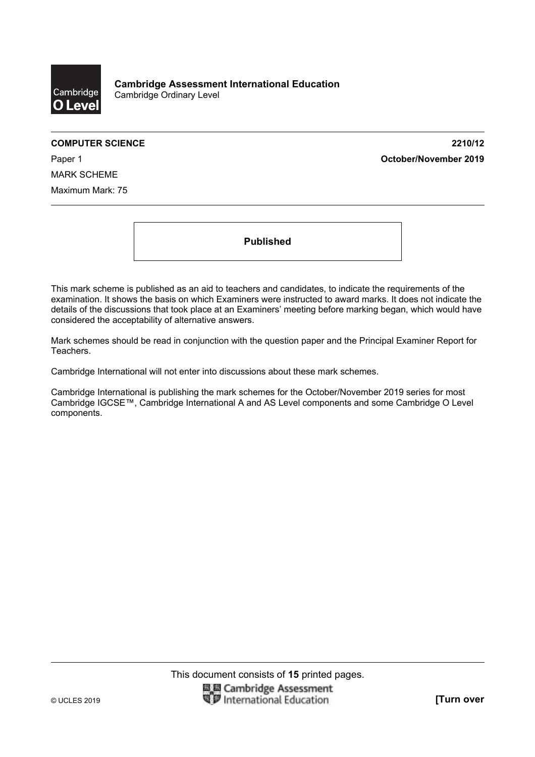**Cambridge Assessment International Education**
Cambridge Ordinary Level

**COMPUTER SCIENCE** **2210/12**

Paper 1 **October/November 2019**

MARK SCHEME

Maximum Mark: 75

**Published**

This mark scheme is published as an aid to teachers and candidates, to indicate the requirements of the examination. It shows the basis on which Examiners were instructed to award marks. It does not indicate the details of the discussions that took place at an Examiners' meeting before marking began, which would have considered the acceptability of alternative answers.

Mark schemes should be read in conjunction with the question paper and the Principal Examiner Report for Teachers.

Cambridge International will not enter into discussions about these mark schemes.

Cambridge International is publishing the mark schemes for the October/November 2019 series for most Cambridge IGCSE™, Cambridge International A and AS Level components and some Cambridge O Level components.

This document consists of **15** printed pages.

© UCLES 2019 **[Turn over**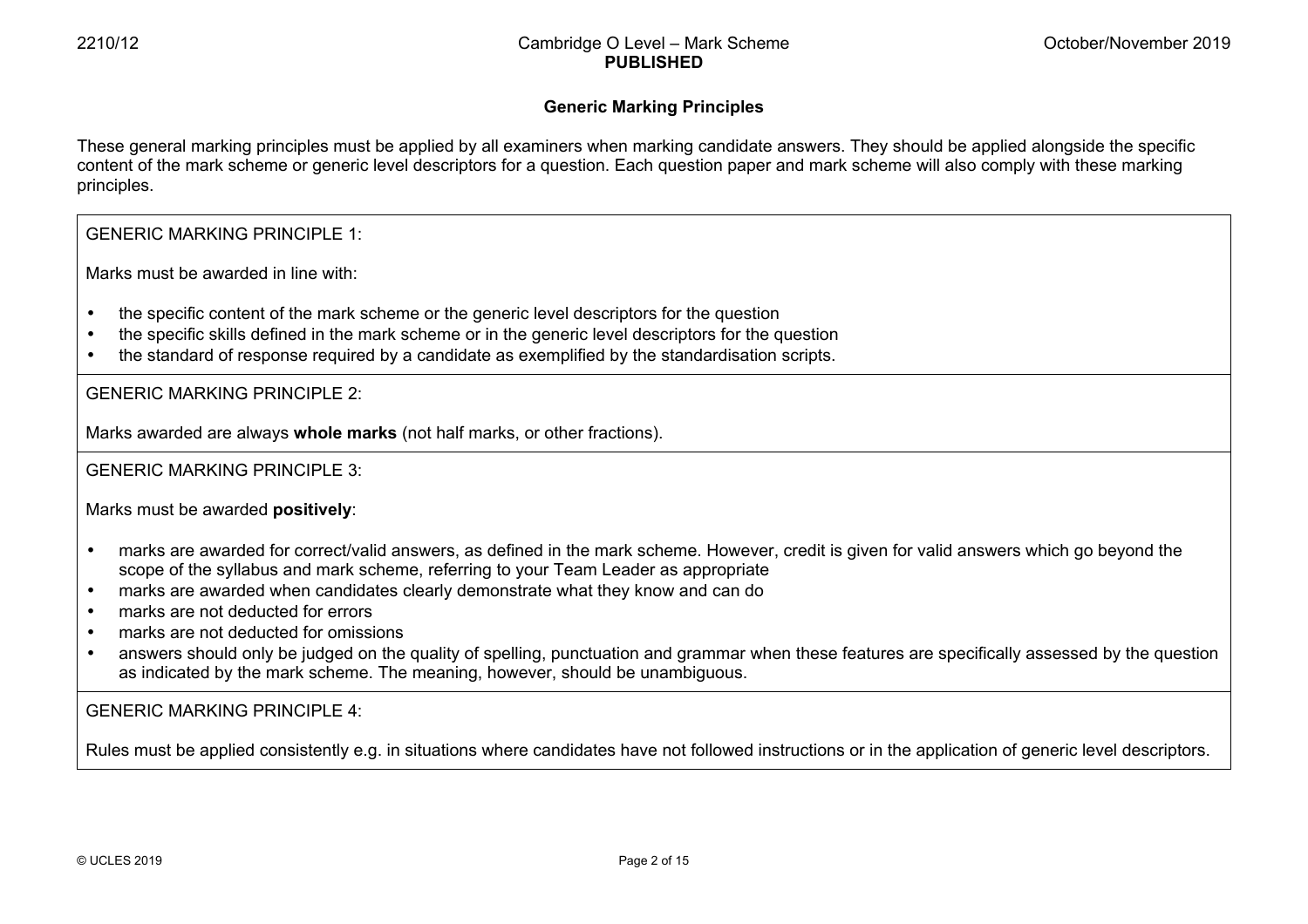## Generic Marking Principles

These general marking principles must be applied by all examiners when marking candidate answers. They should be applied alongside the specific content of the mark scheme or generic level descriptors for a question. Each question paper and mark scheme will also comply with these marking principles.

GENERIC MARKING PRINCIPLE 1:

Marks must be awarded in line with:

- the specific content of the mark scheme or the generic level descriptors for the question
- the specific skills defined in the mark scheme or in the generic level descriptors for the question
- the standard of response required by a candidate as exemplified by the standardisation scripts.

GENERIC MARKING PRINCIPLE 2:

Marks awarded are always **whole marks** (not half marks, or other fractions).

GENERIC MARKING PRINCIPLE 3:

Marks must be awarded **positively**:

- marks are awarded for correct/valid answers, as defined in the mark scheme. However, credit is given for valid answers which go beyond the scope of the syllabus and mark scheme, referring to your Team Leader as appropriate
- marks are awarded when candidates clearly demonstrate what they know and can do
- marks are not deducted for errors
- marks are not deducted for omissions
- answers should only be judged on the quality of spelling, punctuation and grammar when these features are specifically assessed by the question as indicated by the mark scheme. The meaning, however, should be unambiguous.

GENERIC MARKING PRINCIPLE 4:

Rules must be applied consistently e.g. in situations where candidates have not followed instructions or in the application of generic level descriptors.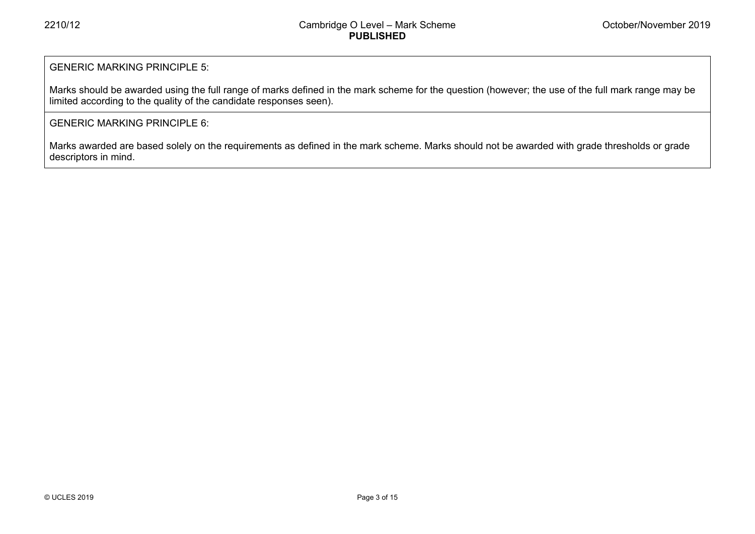| GENERIC MARKING PRINCIPLE 5: |
| --- |
| Marks should be awarded using the full range of marks defined in the mark scheme for the question (however; the use of the full mark range may be limited according to the quality of the candidate responses seen). |
| GENERIC MARKING PRINCIPLE 6: |
| Marks awarded are based solely on the requirements as defined in the mark scheme. Marks should not be awarded with grade thresholds or grade descriptors in mind. |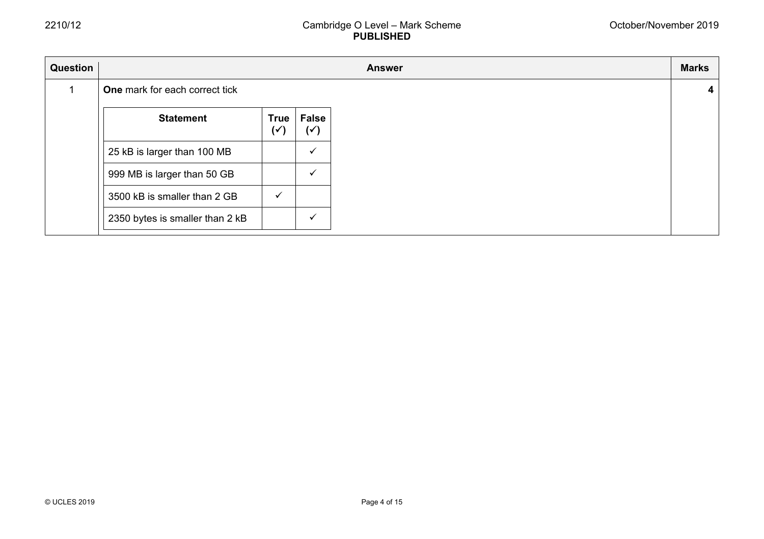| Question | Answer | Marks |
|---|---|---|
| 1 | **One** mark for each correct tick | **4** |

| Statement | True (✓) | False (✓) |
|---|---|---|
| 25 kB is larger than 100 MB | | ✓ |
| 999 MB is larger than 50 GB | | ✓ |
| 3500 kB is smaller than 2 GB | ✓ | |
| 2350 bytes is smaller than 2 kB | | ✓ |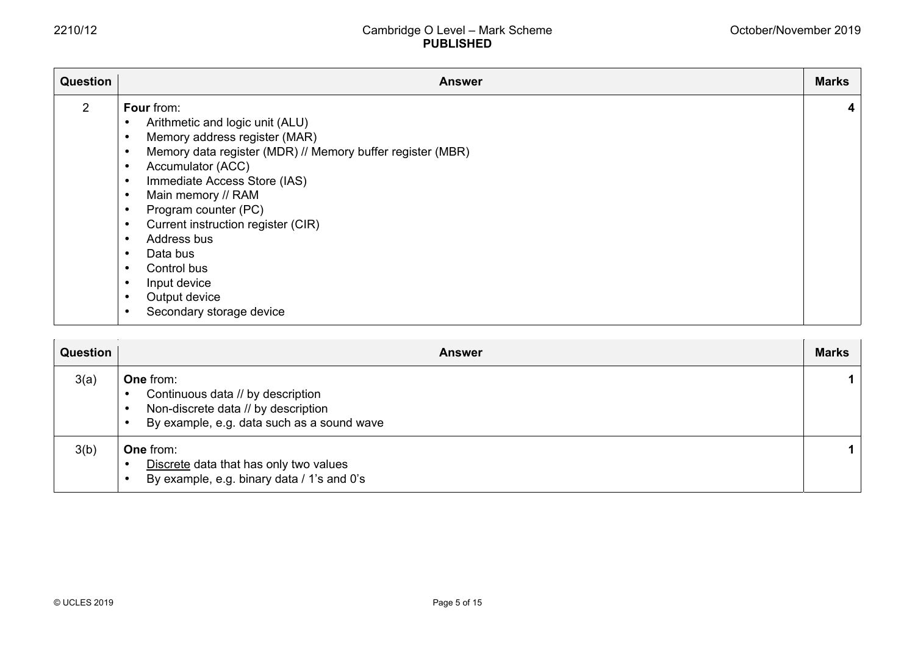| Question | Answer | Marks |
|---|---|---|
| 2 | **Four** from:<br>• Arithmetic and logic unit (ALU)<br>• Memory address register (MAR)<br>• Memory data register (MDR) // Memory buffer register (MBR)<br>• Accumulator (ACC)<br>• Immediate Access Store (IAS)<br>• Main memory // RAM<br>• Program counter (PC)<br>• Current instruction register (CIR)<br>• Address bus<br>• Data bus<br>• Control bus<br>• Input device<br>• Output device<br>• Secondary storage device | **4** |

| Question | Answer | Marks |
|---|---|---|
| 3(a) | **One** from:<br>• Continuous data // by description<br>• Non-discrete data // by description<br>• By example, e.g. data such as a sound wave | **1** |
| 3(b) | **One** from:<br>• <u>Discrete</u> data that has only two values<br>• By example, e.g. binary data / 1's and 0's | **1** |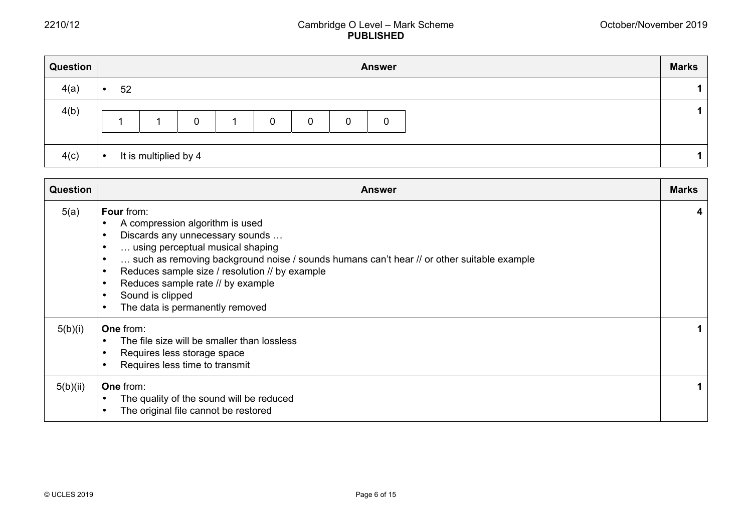| Question | Answer | Marks |
|---|---|---|
| 4(a) | • 52 | 1 |
| 4(b) | 1 \| 1 \| 0 \| 1 \| 0 \| 0 \| 0 \| 0 | 1 |
| 4(c) | • It is multiplied by 4 | 1 |

| Question | Answer | Marks |
|---|---|---|
| 5(a) | **Four** from:<br>• A compression algorithm is used<br>• Discards any unnecessary sounds …<br>• … using perceptual musical shaping<br>• … such as removing background noise / sounds humans can't hear // or other suitable example<br>• Reduces sample size / resolution // by example<br>• Reduces sample rate // by example<br>• Sound is clipped<br>• The data is permanently removed | 4 |
| 5(b)(i) | **One** from:<br>• The file size will be smaller than lossless<br>• Requires less storage space<br>• Requires less time to transmit | 1 |
| 5(b)(ii) | **One** from:<br>• The quality of the sound will be reduced<br>• The original file cannot be restored | 1 |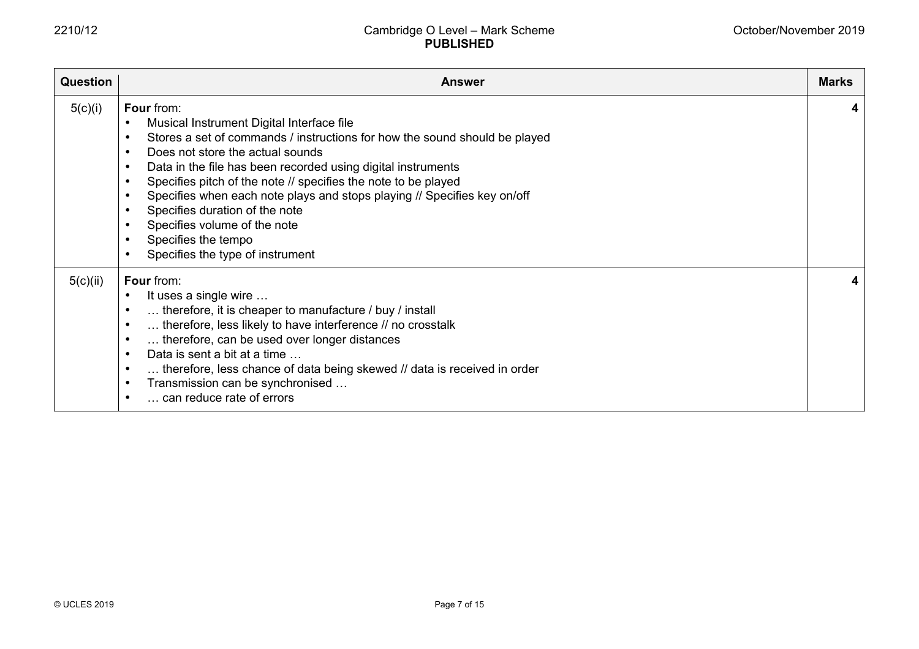| Question | Answer | Marks |
|---|---|---|
| 5(c)(i) | **Four** from:<br>• Musical Instrument Digital Interface file<br>• Stores a set of commands / instructions for how the sound should be played<br>• Does not store the actual sounds<br>• Data in the file has been recorded using digital instruments<br>• Specifies pitch of the note // specifies the note to be played<br>• Specifies when each note plays and stops playing // Specifies key on/off<br>• Specifies duration of the note<br>• Specifies volume of the note<br>• Specifies the tempo<br>• Specifies the type of instrument | 4 |
| 5(c)(ii) | **Four** from:<br>• It uses a single wire …<br>• … therefore, it is cheaper to manufacture / buy / install<br>• … therefore, less likely to have interference // no crosstalk<br>• … therefore, can be used over longer distances<br>• Data is sent a bit at a time …<br>• … therefore, less chance of data being skewed // data is received in order<br>• Transmission can be synchronised …<br>• … can reduce rate of errors | 4 |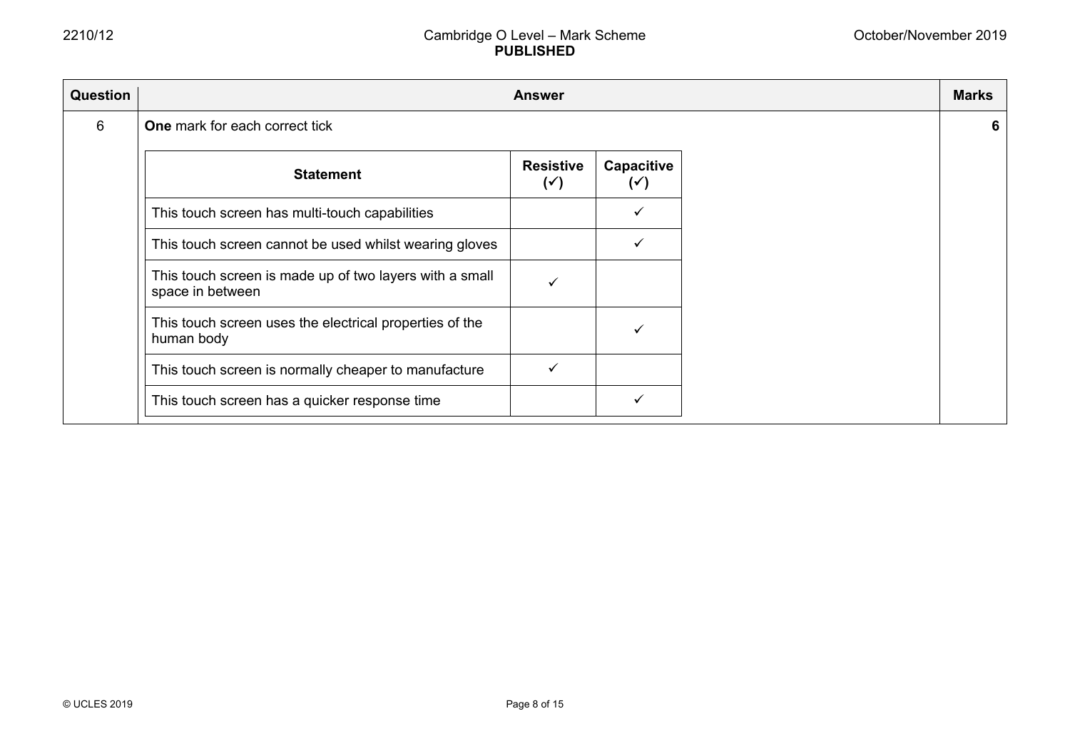| Question | Answer | Marks |
|---|---|---|
| 6 | **One** mark for each correct tick | **6** |

| Statement | Resistive (✓) | Capacitive (✓) |
|---|---|---|
| This touch screen has multi-touch capabilities | | ✓ |
| This touch screen cannot be used whilst wearing gloves | | ✓ |
| This touch screen is made up of two layers with a small space in between | ✓ | |
| This touch screen uses the electrical properties of the human body | | ✓ |
| This touch screen is normally cheaper to manufacture | ✓ | |
| This touch screen has a quicker response time | | ✓ |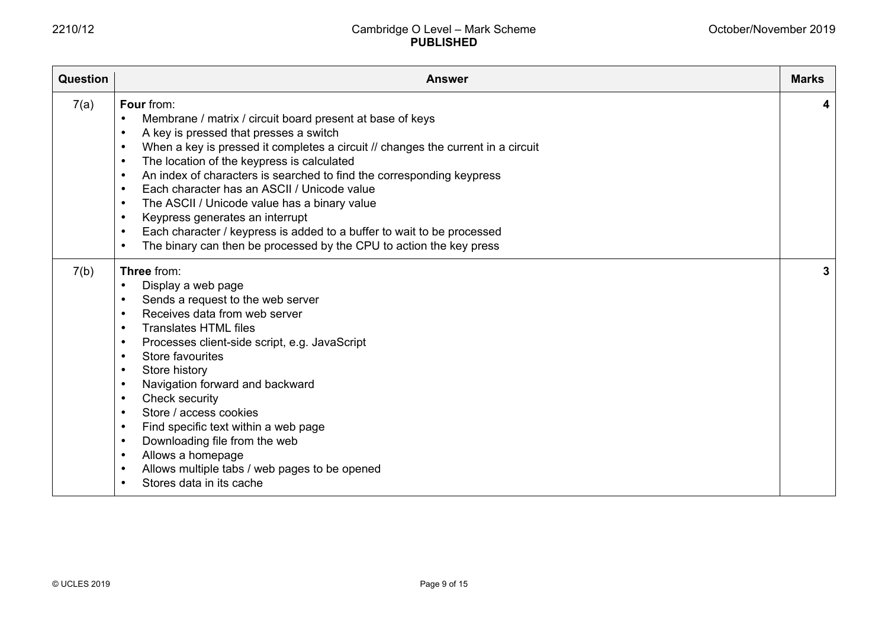| Question | Answer | Marks |
|---|---|---|
| 7(a) | **Four** from:<br>• Membrane / matrix / circuit board present at base of keys<br>• A key is pressed that presses a switch<br>• When a key is pressed it completes a circuit // changes the current in a circuit<br>• The location of the keypress is calculated<br>• An index of characters is searched to find the corresponding keypress<br>• Each character has an ASCII / Unicode value<br>• The ASCII / Unicode value has a binary value<br>• Keypress generates an interrupt<br>• Each character / keypress is added to a buffer to wait to be processed<br>• The binary can then be processed by the CPU to action the key press | 4 |
| 7(b) | **Three** from:<br>• Display a web page<br>• Sends a request to the web server<br>• Receives data from web server<br>• Translates HTML files<br>• Processes client-side script, e.g. JavaScript<br>• Store favourites<br>• Store history<br>• Navigation forward and backward<br>• Check security<br>• Store / access cookies<br>• Find specific text within a web page<br>• Downloading file from the web<br>• Allows a homepage<br>• Allows multiple tabs / web pages to be opened<br>• Stores data in its cache | 3 |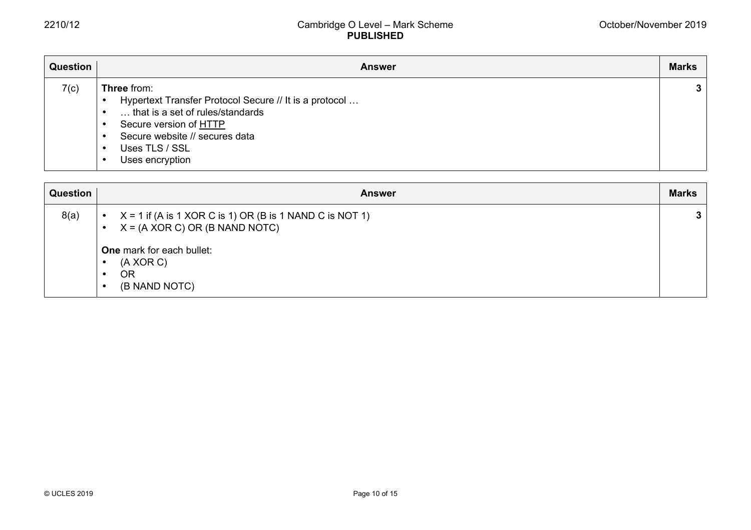| Question | Answer | Marks |
|---|---|---|
| 7(c) | **Three** from:<br>• Hypertext Transfer Protocol Secure // It is a protocol …<br>• … that is a set of rules/standards<br>• Secure version of <u>HTTP</u><br>• Secure website // secures data<br>• Uses TLS / SSL<br>• Uses encryption | **3** |

| Question | Answer | Marks |
|---|---|---|
| 8(a) | • X = 1 if (A is 1 XOR C is 1) OR (B is 1 NAND C is NOT 1)<br>• X = (A XOR C) OR (B NAND NOTC)<br><br>**One** mark for each bullet:<br>• (A XOR C)<br>• OR<br>• (B NAND NOTC) | **3** |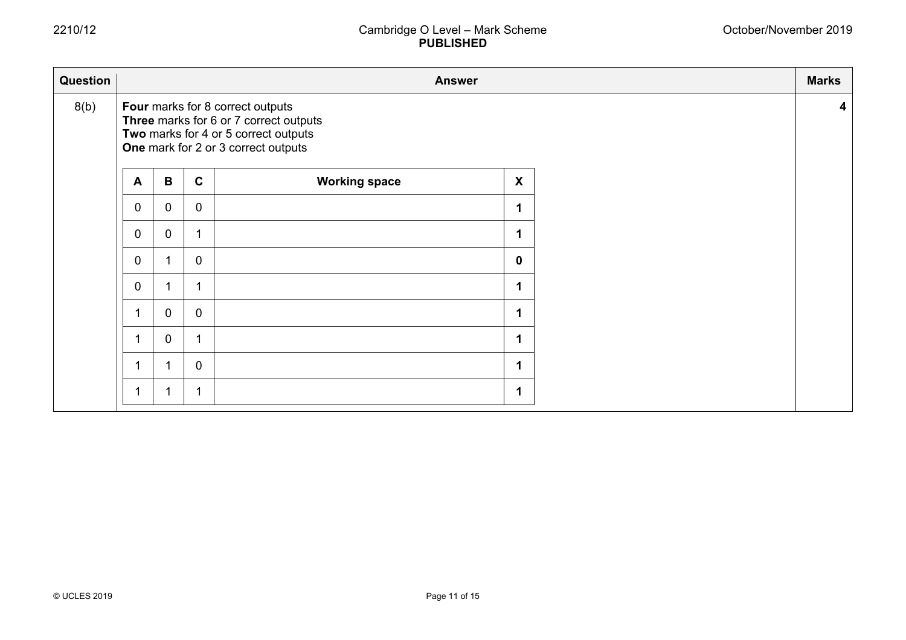| Question | Answer | Marks |
|---|---|---|
| 8(b) | **Four** marks for 8 correct outputs<br>**Three** marks for 6 or 7 correct outputs<br>**Two** marks for 4 or 5 correct outputs<br>**One** mark for 2 or 3 correct outputs | **4** |

| A | B | C | Working space | X |
|---|---|---|---|---|
| 0 | 0 | 0 | | **1** |
| 0 | 0 | 1 | | **1** |
| 0 | 1 | 0 | | **0** |
| 0 | 1 | 1 | | **1** |
| 1 | 0 | 0 | | **1** |
| 1 | 0 | 1 | | **1** |
| 1 | 1 | 0 | | **1** |
| 1 | 1 | 1 | | **1** |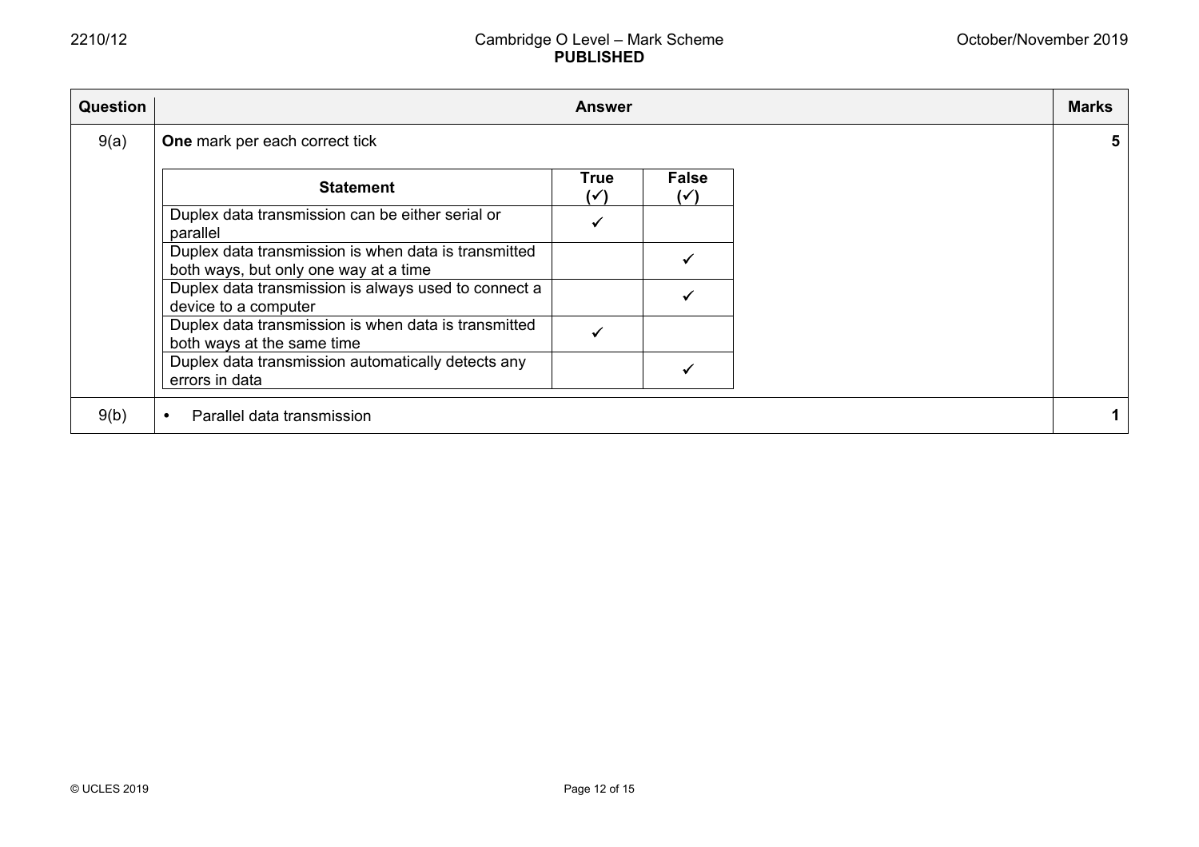| Question | Answer | Marks |
|---|---|---|
| 9(a) | **One** mark per each correct tick | 5 |
| 9(b) | • Parallel data transmission | 1 |

| Statement | True (✓) | False (✓) |
|---|---|---|
| Duplex data transmission can be either serial or parallel | ✓ | |
| Duplex data transmission is when data is transmitted both ways, but only one way at a time | | ✓ |
| Duplex data transmission is always used to connect a device to a computer | | ✓ |
| Duplex data transmission is when data is transmitted both ways at the same time | ✓ | |
| Duplex data transmission automatically detects any errors in data | | ✓ |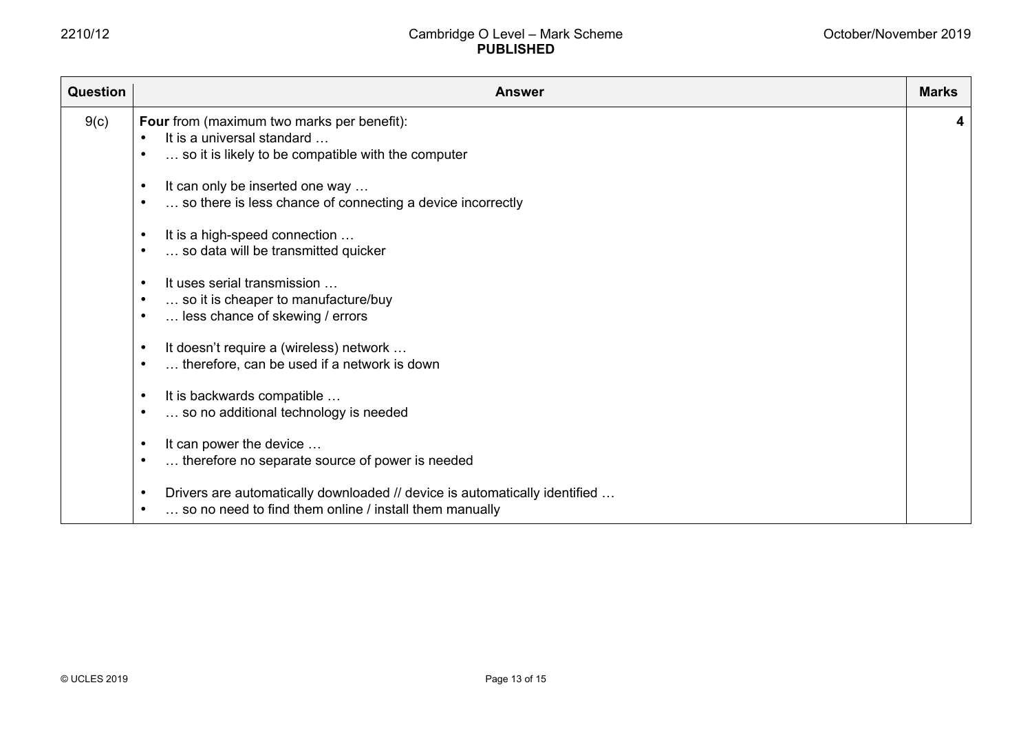| Question | Answer | Marks |
|---|---|---|
| 9(c) | **Four** from (maximum two marks per benefit):<br>• It is a universal standard …<br>• … so it is likely to be compatible with the computer<br><br>• It can only be inserted one way …<br>• … so there is less chance of connecting a device incorrectly<br><br>• It is a high-speed connection …<br>• … so data will be transmitted quicker<br><br>• It uses serial transmission …<br>• … so it is cheaper to manufacture/buy<br>• … less chance of skewing / errors<br><br>• It doesn't require a (wireless) network …<br>• … therefore, can be used if a network is down<br><br>• It is backwards compatible …<br>• … so no additional technology is needed<br><br>• It can power the device …<br>• … therefore no separate source of power is needed<br><br>• Drivers are automatically downloaded // device is automatically identified …<br>• … so no need to find them online / install them manually | **4** |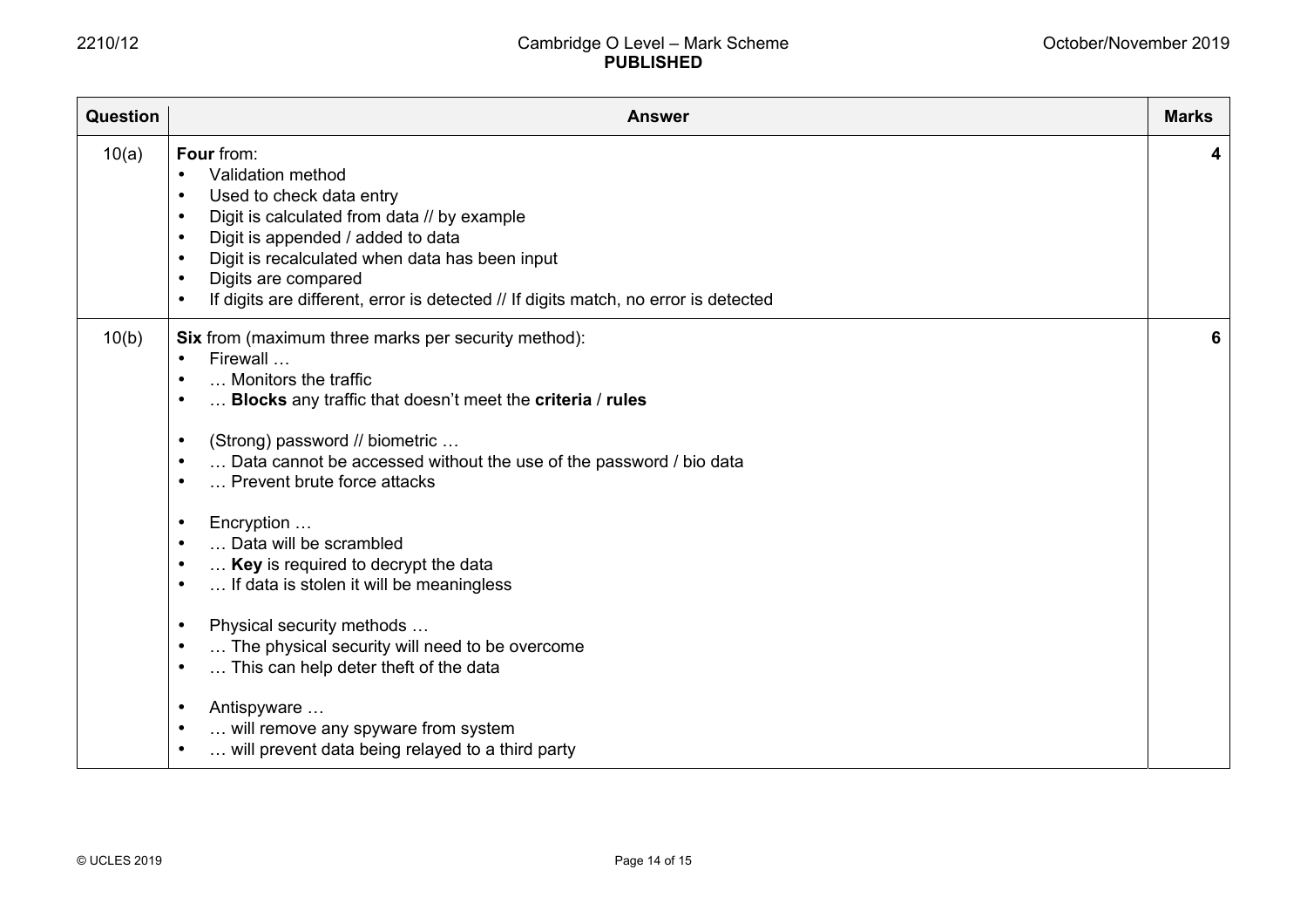| Question | Answer | Marks |
|---|---|---|
| 10(a) | **Four** from:<br>• Validation method<br>• Used to check data entry<br>• Digit is calculated from data // by example<br>• Digit is appended / added to data<br>• Digit is recalculated when data has been input<br>• Digits are compared<br>• If digits are different, error is detected // If digits match, no error is detected | **4** |
| 10(b) | **Six** from (maximum three marks per security method):<br>• Firewall …<br>• … Monitors the traffic<br>• … **Blocks** any traffic that doesn't meet the **criteria** / **rules**<br><br>• (Strong) password // biometric …<br>• … Data cannot be accessed without the use of the password / bio data<br>• … Prevent brute force attacks<br><br>• Encryption …<br>• … Data will be scrambled<br>• … **Key** is required to decrypt the data<br>• … If data is stolen it will be meaningless<br><br>• Physical security methods …<br>• … The physical security will need to be overcome<br>• … This can help deter theft of the data<br><br>• Antispyware …<br>• … will remove any spyware from system<br>• … will prevent data being relayed to a third party | **6** |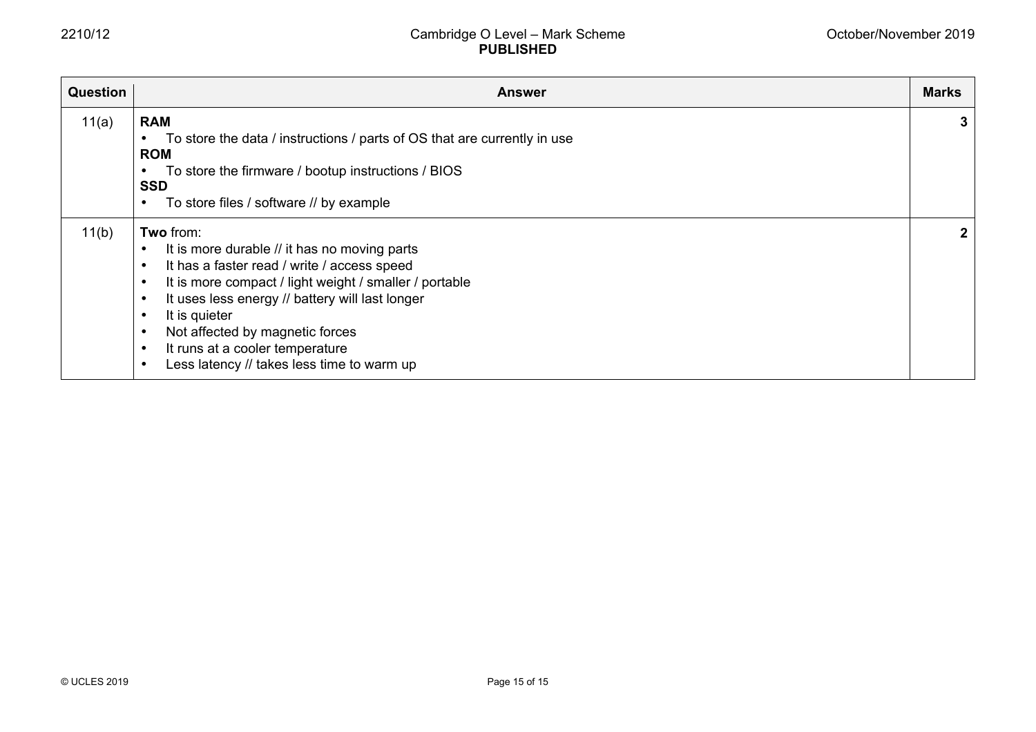| Question | Answer | Marks |
|---|---|---|
| 11(a) | **RAM**<br>• To store the data / instructions / parts of OS that are currently in use<br>**ROM**<br>• To store the firmware / bootup instructions / BIOS<br>**SSD**<br>• To store files / software // by example | 3 |
| 11(b) | **Two** from:<br>• It is more durable // it has no moving parts<br>• It has a faster read / write / access speed<br>• It is more compact / light weight / smaller / portable<br>• It uses less energy // battery will last longer<br>• It is quieter<br>• Not affected by magnetic forces<br>• It runs at a cooler temperature<br>• Less latency // takes less time to warm up | 2 |